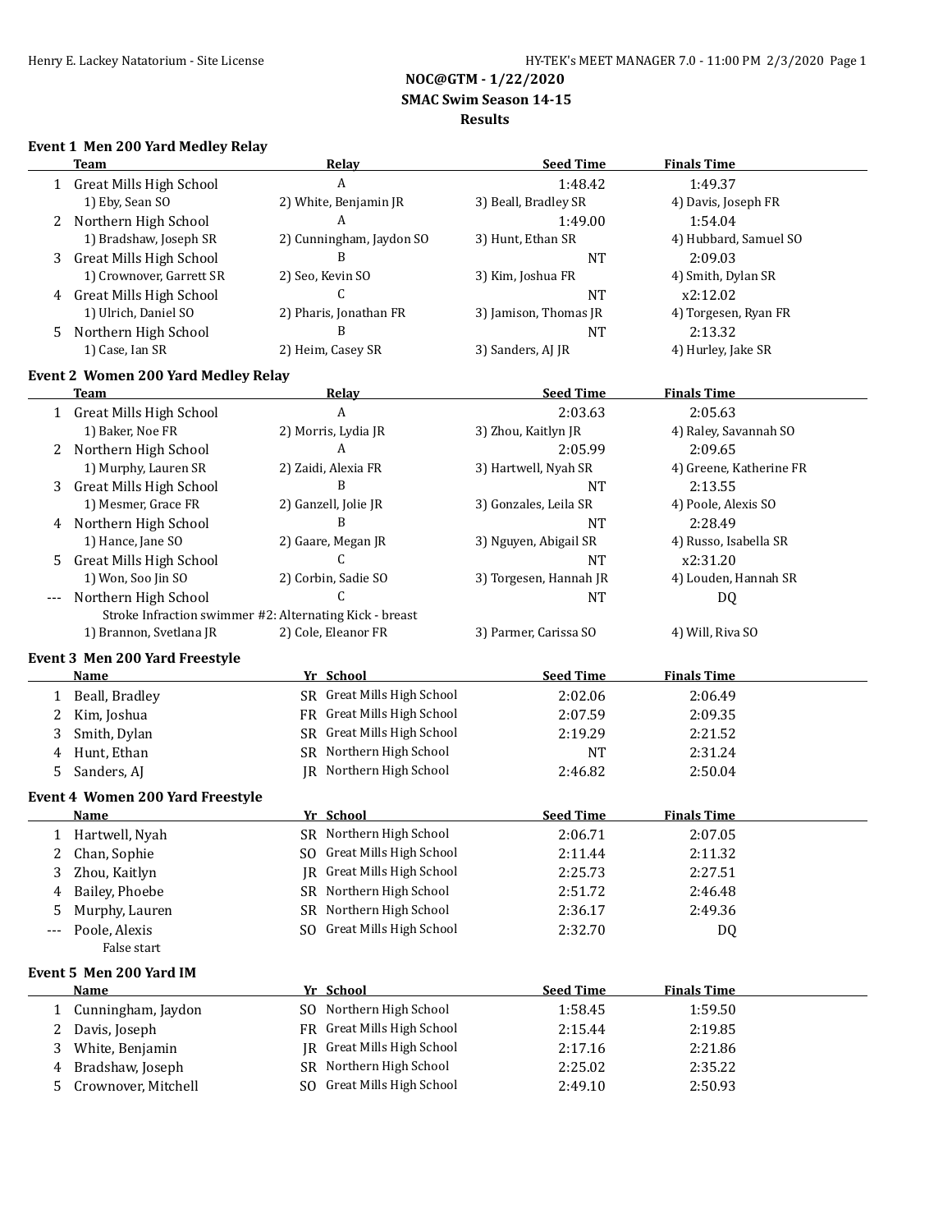# NOC@GTM - 1/22/2020

## SMAC Swim Season 14-15

## Results

### Event 1 Men 200 Yard Medley Relay

| | Team | Relay | Seed Time | Finals Time |
|---|---|---|---|---|
| 1 | Great Mills High School | A | 1:48.42 | 1:49.37 |
| | 1) Eby, Sean SO | 2) White, Benjamin JR | 3) Beall, Bradley SR | 4) Davis, Joseph FR |
| 2 | Northern High School | A | 1:49.00 | 1:54.04 |
| | 1) Bradshaw, Joseph SR | 2) Cunningham, Jaydon SO | 3) Hunt, Ethan SR | 4) Hubbard, Samuel SO |
| 3 | Great Mills High School | B | NT | 2:09.03 |
| | 1) Crownover, Garrett SR | 2) Seo, Kevin SO | 3) Kim, Joshua FR | 4) Smith, Dylan SR |
| 4 | Great Mills High School | C | NT | x2:12.02 |
| | 1) Ulrich, Daniel SO | 2) Pharis, Jonathan FR | 3) Jamison, Thomas JR | 4) Torgesen, Ryan FR |
| 5 | Northern High School | B | NT | 2:13.32 |
| | 1) Case, Ian SR | 2) Heim, Casey SR | 3) Sanders, AJ JR | 4) Hurley, Jake SR |

### Event 2 Women 200 Yard Medley Relay

| | Team | Relay | Seed Time | Finals Time |
|---|---|---|---|---|
| 1 | Great Mills High School | A | 2:03.63 | 2:05.63 |
| | 1) Baker, Noe FR | 2) Morris, Lydia JR | 3) Zhou, Kaitlyn JR | 4) Raley, Savannah SO |
| 2 | Northern High School | A | 2:05.99 | 2:09.65 |
| | 1) Murphy, Lauren SR | 2) Zaidi, Alexia FR | 3) Hartwell, Nyah SR | 4) Greene, Katherine FR |
| 3 | Great Mills High School | B | NT | 2:13.55 |
| | 1) Mesmer, Grace FR | 2) Ganzell, Jolie JR | 3) Gonzales, Leila SR | 4) Poole, Alexis SO |
| 4 | Northern High School | B | NT | 2:28.49 |
| | 1) Hance, Jane SO | 2) Gaare, Megan JR | 3) Nguyen, Abigail SR | 4) Russo, Isabella SR |
| 5 | Great Mills High School | C | NT | x2:31.20 |
| | 1) Won, Soo Jin SO | 2) Corbin, Sadie SO | 3) Torgesen, Hannah JR | 4) Louden, Hannah SR |
| --- | Northern High School | C | NT | DQ |
| | Stroke Infraction swimmer #2: Alternating Kick - breast | | | |
| | 1) Brannon, Svetlana JR | 2) Cole, Eleanor FR | 3) Parmer, Carissa SO | 4) Will, Riva SO |

### Event 3 Men 200 Yard Freestyle

| | Name | Yr | School | Seed Time | Finals Time |
|---|---|---|---|---|---|
| 1 | Beall, Bradley | SR | Great Mills High School | 2:02.06 | 2:06.49 |
| 2 | Kim, Joshua | FR | Great Mills High School | 2:07.59 | 2:09.35 |
| 3 | Smith, Dylan | SR | Great Mills High School | 2:19.29 | 2:21.52 |
| 4 | Hunt, Ethan | SR | Northern High School | NT | 2:31.24 |
| 5 | Sanders, AJ | JR | Northern High School | 2:46.82 | 2:50.04 |

### Event 4 Women 200 Yard Freestyle

| | Name | Yr | School | Seed Time | Finals Time |
|---|---|---|---|---|---|
| 1 | Hartwell, Nyah | SR | Northern High School | 2:06.71 | 2:07.05 |
| 2 | Chan, Sophie | SO | Great Mills High School | 2:11.44 | 2:11.32 |
| 3 | Zhou, Kaitlyn | JR | Great Mills High School | 2:25.73 | 2:27.51 |
| 4 | Bailey, Phoebe | SR | Northern High School | 2:51.72 | 2:46.48 |
| 5 | Murphy, Lauren | SR | Northern High School | 2:36.17 | 2:49.36 |
| --- | Poole, Alexis | SO | Great Mills High School | 2:32.70 | DQ |
| | False start | | | | |

### Event 5 Men 200 Yard IM

| | Name | Yr | School | Seed Time | Finals Time |
|---|---|---|---|---|---|
| 1 | Cunningham, Jaydon | SO | Northern High School | 1:58.45 | 1:59.50 |
| 2 | Davis, Joseph | FR | Great Mills High School | 2:15.44 | 2:19.85 |
| 3 | White, Benjamin | JR | Great Mills High School | 2:17.16 | 2:21.86 |
| 4 | Bradshaw, Joseph | SR | Northern High School | 2:25.02 | 2:35.22 |
| 5 | Crownover, Mitchell | SO | Great Mills High School | 2:49.10 | 2:50.93 |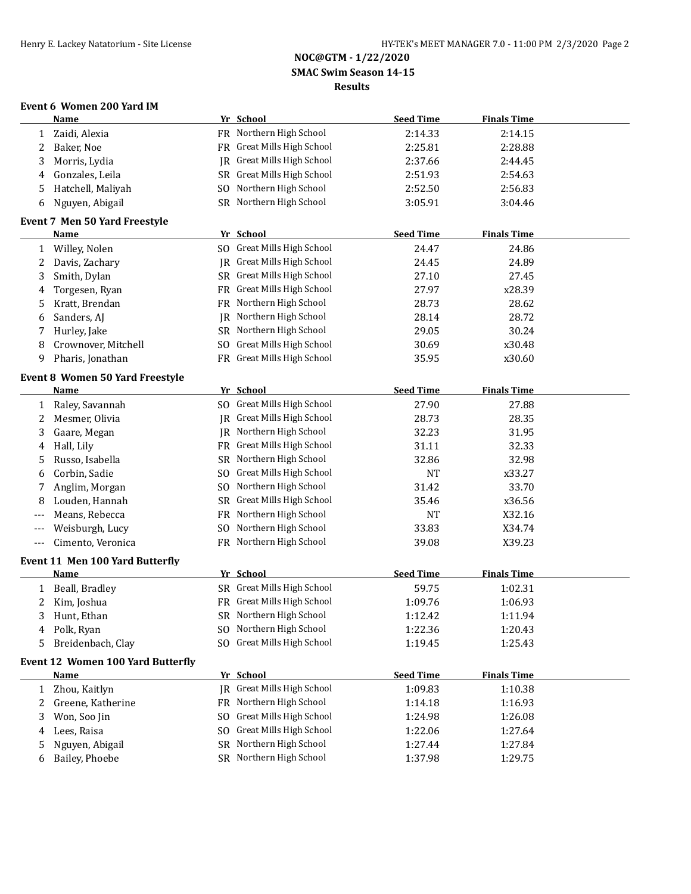NOC@GTM - 1/22/2020

SMAC Swim Season 14-15

Results

### Event 6 Women 200 Yard IM

| | Name | Yr | School | Seed Time | Finals Time |
|---|---|---|---|---|---|
| 1 | Zaidi, Alexia | FR | Northern High School | 2:14.33 | 2:14.15 |
| 2 | Baker, Noe | FR | Great Mills High School | 2:25.81 | 2:28.88 |
| 3 | Morris, Lydia | JR | Great Mills High School | 2:37.66 | 2:44.45 |
| 4 | Gonzales, Leila | SR | Great Mills High School | 2:51.93 | 2:54.63 |
| 5 | Hatchell, Maliyah | SO | Northern High School | 2:52.50 | 2:56.83 |
| 6 | Nguyen, Abigail | SR | Northern High School | 3:05.91 | 3:04.46 |

### Event 7 Men 50 Yard Freestyle

| | Name | Yr | School | Seed Time | Finals Time |
|---|---|---|---|---|---|
| 1 | Willey, Nolen | SO | Great Mills High School | 24.47 | 24.86 |
| 2 | Davis, Zachary | JR | Great Mills High School | 24.45 | 24.89 |
| 3 | Smith, Dylan | SR | Great Mills High School | 27.10 | 27.45 |
| 4 | Torgesen, Ryan | FR | Great Mills High School | 27.97 | x28.39 |
| 5 | Kratt, Brendan | FR | Northern High School | 28.73 | 28.62 |
| 6 | Sanders, AJ | JR | Northern High School | 28.14 | 28.72 |
| 7 | Hurley, Jake | SR | Northern High School | 29.05 | 30.24 |
| 8 | Crownover, Mitchell | SO | Great Mills High School | 30.69 | x30.48 |
| 9 | Pharis, Jonathan | FR | Great Mills High School | 35.95 | x30.60 |

### Event 8 Women 50 Yard Freestyle

| | Name | Yr | School | Seed Time | Finals Time |
|---|---|---|---|---|---|
| 1 | Raley, Savannah | SO | Great Mills High School | 27.90 | 27.88 |
| 2 | Mesmer, Olivia | JR | Great Mills High School | 28.73 | 28.35 |
| 3 | Gaare, Megan | JR | Northern High School | 32.23 | 31.95 |
| 4 | Hall, Lily | FR | Great Mills High School | 31.11 | 32.33 |
| 5 | Russo, Isabella | SR | Northern High School | 32.86 | 32.98 |
| 6 | Corbin, Sadie | SO | Great Mills High School | NT | x33.27 |
| 7 | Anglim, Morgan | SO | Northern High School | 31.42 | 33.70 |
| 8 | Louden, Hannah | SR | Great Mills High School | 35.46 | x36.56 |
| --- | Means, Rebecca | FR | Northern High School | NT | X32.16 |
| --- | Weisburgh, Lucy | SO | Northern High School | 33.83 | X34.74 |
| --- | Cimento, Veronica | FR | Northern High School | 39.08 | X39.23 |

### Event 11 Men 100 Yard Butterfly

| | Name | Yr | School | Seed Time | Finals Time |
|---|---|---|---|---|---|
| 1 | Beall, Bradley | SR | Great Mills High School | 59.75 | 1:02.31 |
| 2 | Kim, Joshua | FR | Great Mills High School | 1:09.76 | 1:06.93 |
| 3 | Hunt, Ethan | SR | Northern High School | 1:12.42 | 1:11.94 |
| 4 | Polk, Ryan | SO | Northern High School | 1:22.36 | 1:20.43 |
| 5 | Breidenbach, Clay | SO | Great Mills High School | 1:19.45 | 1:25.43 |

### Event 12 Women 100 Yard Butterfly

| | Name | Yr | School | Seed Time | Finals Time |
|---|---|---|---|---|---|
| 1 | Zhou, Kaitlyn | JR | Great Mills High School | 1:09.83 | 1:10.38 |
| 2 | Greene, Katherine | FR | Northern High School | 1:14.18 | 1:16.93 |
| 3 | Won, Soo Jin | SO | Great Mills High School | 1:24.98 | 1:26.08 |
| 4 | Lees, Raisa | SO | Great Mills High School | 1:22.06 | 1:27.64 |
| 5 | Nguyen, Abigail | SR | Northern High School | 1:27.44 | 1:27.84 |
| 6 | Bailey, Phoebe | SR | Northern High School | 1:37.98 | 1:29.75 |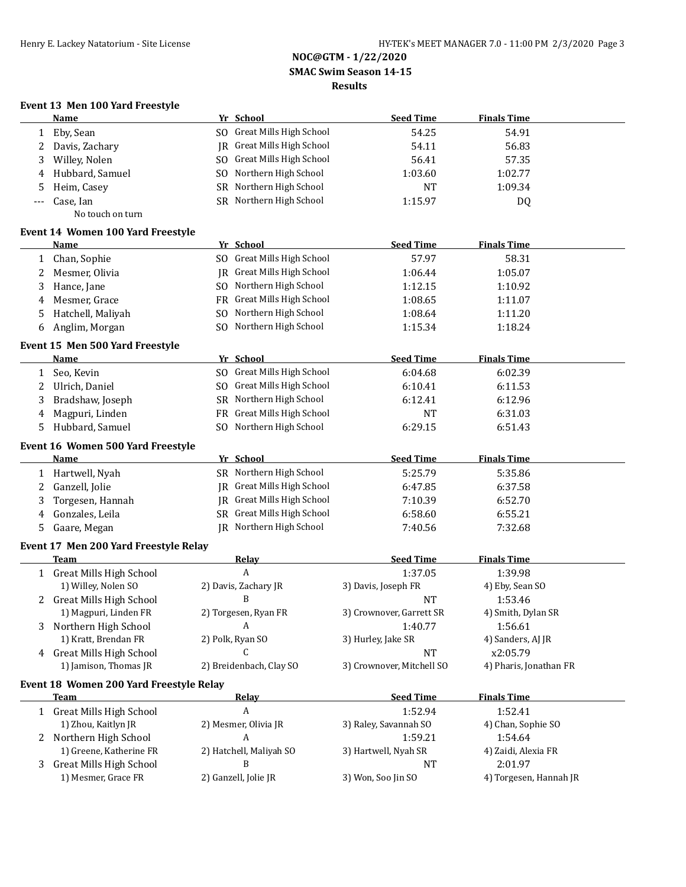# NOC@GTM - 1/22/2020
## SMAC Swim Season 14-15
## Results

### Event 13 Men 100 Yard Freestyle

| | Name | Yr | School | Seed Time | Finals Time |
|---|---|---|---|---|---|
| 1 | Eby, Sean | SO | Great Mills High School | 54.25 | 54.91 |
| 2 | Davis, Zachary | JR | Great Mills High School | 54.11 | 56.83 |
| 3 | Willey, Nolen | SO | Great Mills High School | 56.41 | 57.35 |
| 4 | Hubbard, Samuel | SO | Northern High School | 1:03.60 | 1:02.77 |
| 5 | Heim, Casey | SR | Northern High School | NT | 1:09.34 |
| --- | Case, Ian | SR | Northern High School | 1:15.97 | DQ |
| | No touch on turn | | | | |

### Event 14 Women 100 Yard Freestyle

| | Name | Yr | School | Seed Time | Finals Time |
|---|---|---|---|---|---|
| 1 | Chan, Sophie | SO | Great Mills High School | 57.97 | 58.31 |
| 2 | Mesmer, Olivia | JR | Great Mills High School | 1:06.44 | 1:05.07 |
| 3 | Hance, Jane | SO | Northern High School | 1:12.15 | 1:10.92 |
| 4 | Mesmer, Grace | FR | Great Mills High School | 1:08.65 | 1:11.07 |
| 5 | Hatchell, Maliyah | SO | Northern High School | 1:08.64 | 1:11.20 |
| 6 | Anglim, Morgan | SO | Northern High School | 1:15.34 | 1:18.24 |

### Event 15 Men 500 Yard Freestyle

| | Name | Yr | School | Seed Time | Finals Time |
|---|---|---|---|---|---|
| 1 | Seo, Kevin | SO | Great Mills High School | 6:04.68 | 6:02.39 |
| 2 | Ulrich, Daniel | SO | Great Mills High School | 6:10.41 | 6:11.53 |
| 3 | Bradshaw, Joseph | SR | Northern High School | 6:12.41 | 6:12.96 |
| 4 | Magpuri, Linden | FR | Great Mills High School | NT | 6:31.03 |
| 5 | Hubbard, Samuel | SO | Northern High School | 6:29.15 | 6:51.43 |

### Event 16 Women 500 Yard Freestyle

| | Name | Yr | School | Seed Time | Finals Time |
|---|---|---|---|---|---|
| 1 | Hartwell, Nyah | SR | Northern High School | 5:25.79 | 5:35.86 |
| 2 | Ganzell, Jolie | JR | Great Mills High School | 6:47.85 | 6:37.58 |
| 3 | Torgesen, Hannah | JR | Great Mills High School | 7:10.39 | 6:52.70 |
| 4 | Gonzales, Leila | SR | Great Mills High School | 6:58.60 | 6:55.21 |
| 5 | Gaare, Megan | JR | Northern High School | 7:40.56 | 7:32.68 |

### Event 17 Men 200 Yard Freestyle Relay

| | Team | Relay | Seed Time | Finals Time |
|---|---|---|---|---|
| 1 | Great Mills High School | A | 1:37.05 | 1:39.98 |
| | 1) Willey, Nolen SO | 2) Davis, Zachary JR | 3) Davis, Joseph FR | 4) Eby, Sean SO |
| 2 | Great Mills High School | B | NT | 1:53.46 |
| | 1) Magpuri, Linden FR | 2) Torgesen, Ryan FR | 3) Crownover, Garrett SR | 4) Smith, Dylan SR |
| 3 | Northern High School | A | 1:40.77 | 1:56.61 |
| | 1) Kratt, Brendan FR | 2) Polk, Ryan SO | 3) Hurley, Jake SR | 4) Sanders, AJ JR |
| 4 | Great Mills High School | C | NT | x2:05.79 |
| | 1) Jamison, Thomas JR | 2) Breidenbach, Clay SO | 3) Crownover, Mitchell SO | 4) Pharis, Jonathan FR |

### Event 18 Women 200 Yard Freestyle Relay

| | Team | Relay | Seed Time | Finals Time |
|---|---|---|---|---|
| 1 | Great Mills High School | A | 1:52.94 | 1:52.41 |
| | 1) Zhou, Kaitlyn JR | 2) Mesmer, Olivia JR | 3) Raley, Savannah SO | 4) Chan, Sophie SO |
| 2 | Northern High School | A | 1:59.21 | 1:54.64 |
| | 1) Greene, Katherine FR | 2) Hatchell, Maliyah SO | 3) Hartwell, Nyah SR | 4) Zaidi, Alexia FR |
| 3 | Great Mills High School | B | NT | 2:01.97 |
| | 1) Mesmer, Grace FR | 2) Ganzell, Jolie JR | 3) Won, Soo Jin SO | 4) Torgesen, Hannah JR |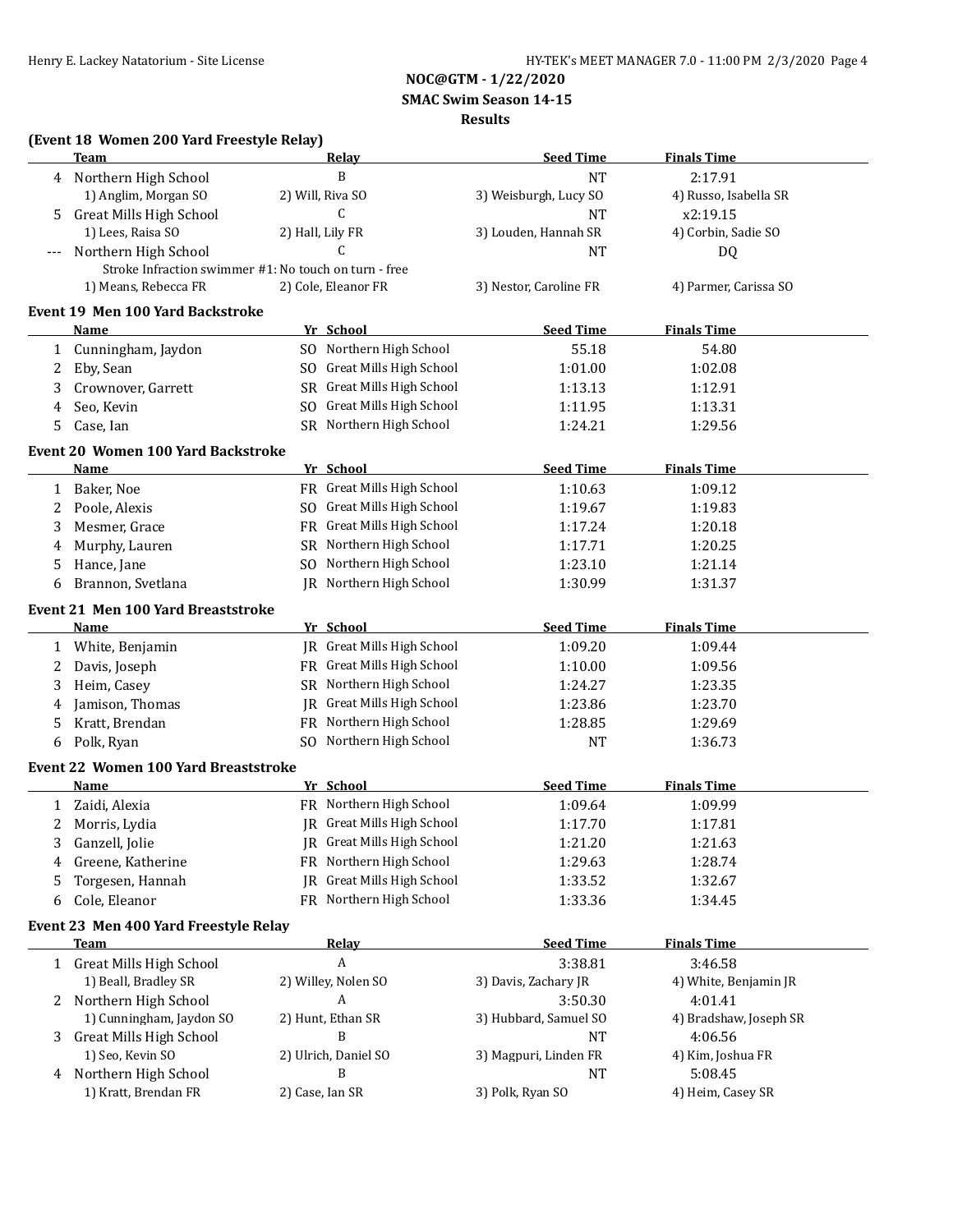NOC@GTM - 1/22/2020
SMAC Swim Season 14-15
Results

### (Event 18 Women 200 Yard Freestyle Relay)

| | Team | Relay | Seed Time | Finals Time |
|---|---|---|---|---|
| 4 | Northern High School | B | NT | 2:17.91 |
| | 1) Anglim, Morgan SO | 2) Will, Riva SO | 3) Weisburgh, Lucy SO | 4) Russo, Isabella SR |
| 5 | Great Mills High School | C | NT | x2:19.15 |
| | 1) Lees, Raisa SO | 2) Hall, Lily FR | 3) Louden, Hannah SR | 4) Corbin, Sadie SO |
| --- | Northern High School | C | NT | DQ |
| | Stroke Infraction swimmer #1: No touch on turn - free | | | |
| | 1) Means, Rebecca FR | 2) Cole, Eleanor FR | 3) Nestor, Caroline FR | 4) Parmer, Carissa SO |

### Event 19 Men 100 Yard Backstroke

| | Name | Yr | School | Seed Time | Finals Time |
|---|---|---|---|---|---|
| 1 | Cunningham, Jaydon | SO | Northern High School | 55.18 | 54.80 |
| 2 | Eby, Sean | SO | Great Mills High School | 1:01.00 | 1:02.08 |
| 3 | Crownover, Garrett | SR | Great Mills High School | 1:13.13 | 1:12.91 |
| 4 | Seo, Kevin | SO | Great Mills High School | 1:11.95 | 1:13.31 |
| 5 | Case, Ian | SR | Northern High School | 1:24.21 | 1:29.56 |

### Event 20 Women 100 Yard Backstroke

| | Name | Yr | School | Seed Time | Finals Time |
|---|---|---|---|---|---|
| 1 | Baker, Noe | FR | Great Mills High School | 1:10.63 | 1:09.12 |
| 2 | Poole, Alexis | SO | Great Mills High School | 1:19.67 | 1:19.83 |
| 3 | Mesmer, Grace | FR | Great Mills High School | 1:17.24 | 1:20.18 |
| 4 | Murphy, Lauren | SR | Northern High School | 1:17.71 | 1:20.25 |
| 5 | Hance, Jane | SO | Northern High School | 1:23.10 | 1:21.14 |
| 6 | Brannon, Svetlana | JR | Northern High School | 1:30.99 | 1:31.37 |

### Event 21 Men 100 Yard Breaststroke

| | Name | Yr | School | Seed Time | Finals Time |
|---|---|---|---|---|---|
| 1 | White, Benjamin | JR | Great Mills High School | 1:09.20 | 1:09.44 |
| 2 | Davis, Joseph | FR | Great Mills High School | 1:10.00 | 1:09.56 |
| 3 | Heim, Casey | SR | Northern High School | 1:24.27 | 1:23.35 |
| 4 | Jamison, Thomas | JR | Great Mills High School | 1:23.86 | 1:23.70 |
| 5 | Kratt, Brendan | FR | Northern High School | 1:28.85 | 1:29.69 |
| 6 | Polk, Ryan | SO | Northern High School | NT | 1:36.73 |

### Event 22 Women 100 Yard Breaststroke

| | Name | Yr | School | Seed Time | Finals Time |
|---|---|---|---|---|---|
| 1 | Zaidi, Alexia | FR | Northern High School | 1:09.64 | 1:09.99 |
| 2 | Morris, Lydia | JR | Great Mills High School | 1:17.70 | 1:17.81 |
| 3 | Ganzell, Jolie | JR | Great Mills High School | 1:21.20 | 1:21.63 |
| 4 | Greene, Katherine | FR | Northern High School | 1:29.63 | 1:28.74 |
| 5 | Torgesen, Hannah | JR | Great Mills High School | 1:33.52 | 1:32.67 |
| 6 | Cole, Eleanor | FR | Northern High School | 1:33.36 | 1:34.45 |

### Event 23 Men 400 Yard Freestyle Relay

| | Team | Relay | Seed Time | Finals Time |
|---|---|---|---|---|
| 1 | Great Mills High School | A | 3:38.81 | 3:46.58 |
| | 1) Beall, Bradley SR | 2) Willey, Nolen SO | 3) Davis, Zachary JR | 4) White, Benjamin JR |
| 2 | Northern High School | A | 3:50.30 | 4:01.41 |
| | 1) Cunningham, Jaydon SO | 2) Hunt, Ethan SR | 3) Hubbard, Samuel SO | 4) Bradshaw, Joseph SR |
| 3 | Great Mills High School | B | NT | 4:06.56 |
| | 1) Seo, Kevin SO | 2) Ulrich, Daniel SO | 3) Magpuri, Linden FR | 4) Kim, Joshua FR |
| 4 | Northern High School | B | NT | 5:08.45 |
| | 1) Kratt, Brendan FR | 2) Case, Ian SR | 3) Polk, Ryan SO | 4) Heim, Casey SR |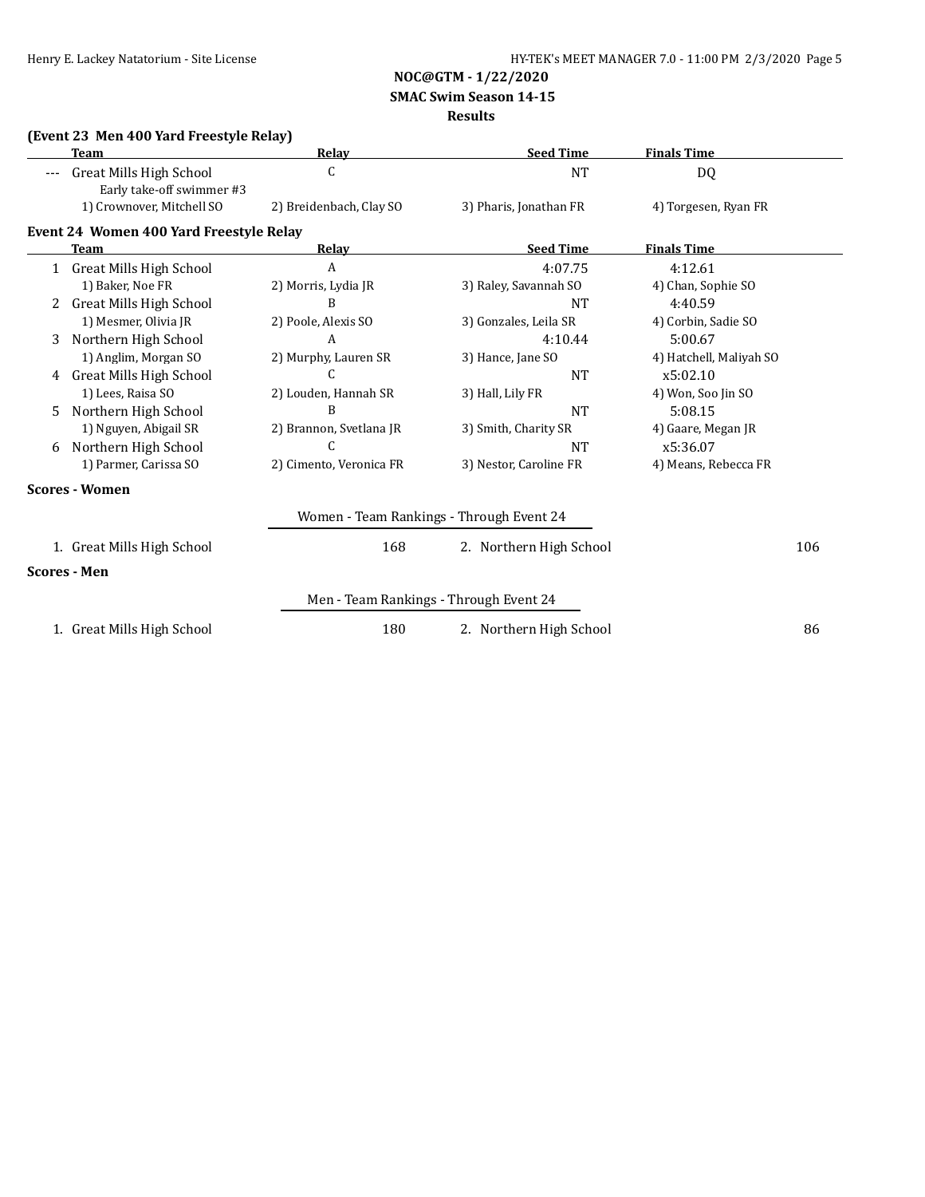NOC@GTM - 1/22/2020

SMAC Swim Season 14-15

Results

**(Event 23 Men 400 Yard Freestyle Relay)**

| | Team | Relay | Seed Time | Finals Time |
|---|---|---|---|---|
| --- | Great Mills High School | C | NT | DQ |
| | Early take-off swimmer #3 | | | |
| | 1) Crownover, Mitchell SO | 2) Breidenbach, Clay SO | 3) Pharis, Jonathan FR | 4) Torgesen, Ryan FR |

**Event 24 Women 400 Yard Freestyle Relay**

| | Team | Relay | Seed Time | Finals Time |
|---|---|---|---|---|
| 1 | Great Mills High School | A | 4:07.75 | 4:12.61 |
| | 1) Baker, Noe FR | 2) Morris, Lydia JR | 3) Raley, Savannah SO | 4) Chan, Sophie SO |
| 2 | Great Mills High School | B | NT | 4:40.59 |
| | 1) Mesmer, Olivia JR | 2) Poole, Alexis SO | 3) Gonzales, Leila SR | 4) Corbin, Sadie SO |
| 3 | Northern High School | A | 4:10.44 | 5:00.67 |
| | 1) Anglim, Morgan SO | 2) Murphy, Lauren SR | 3) Hance, Jane SO | 4) Hatchell, Maliyah SO |
| 4 | Great Mills High School | C | NT | x5:02.10 |
| | 1) Lees, Raisa SO | 2) Louden, Hannah SR | 3) Hall, Lily FR | 4) Won, Soo Jin SO |
| 5 | Northern High School | B | NT | 5:08.15 |
| | 1) Nguyen, Abigail SR | 2) Brannon, Svetlana JR | 3) Smith, Charity SR | 4) Gaare, Megan JR |
| 6 | Northern High School | C | NT | x5:36.07 |
| | 1) Parmer, Carissa SO | 2) Cimento, Veronica FR | 3) Nestor, Caroline FR | 4) Means, Rebecca FR |

**Scores - Women**

Women - Team Rankings - Through Event 24

| | | | |
|---|---|---|---|
| 1. Great Mills High School | 168 | 2. Northern High School | 106 |

**Scores - Men**

Men - Team Rankings - Through Event 24

| | | | |
|---|---|---|---|
| 1. Great Mills High School | 180 | 2. Northern High School | 86 |